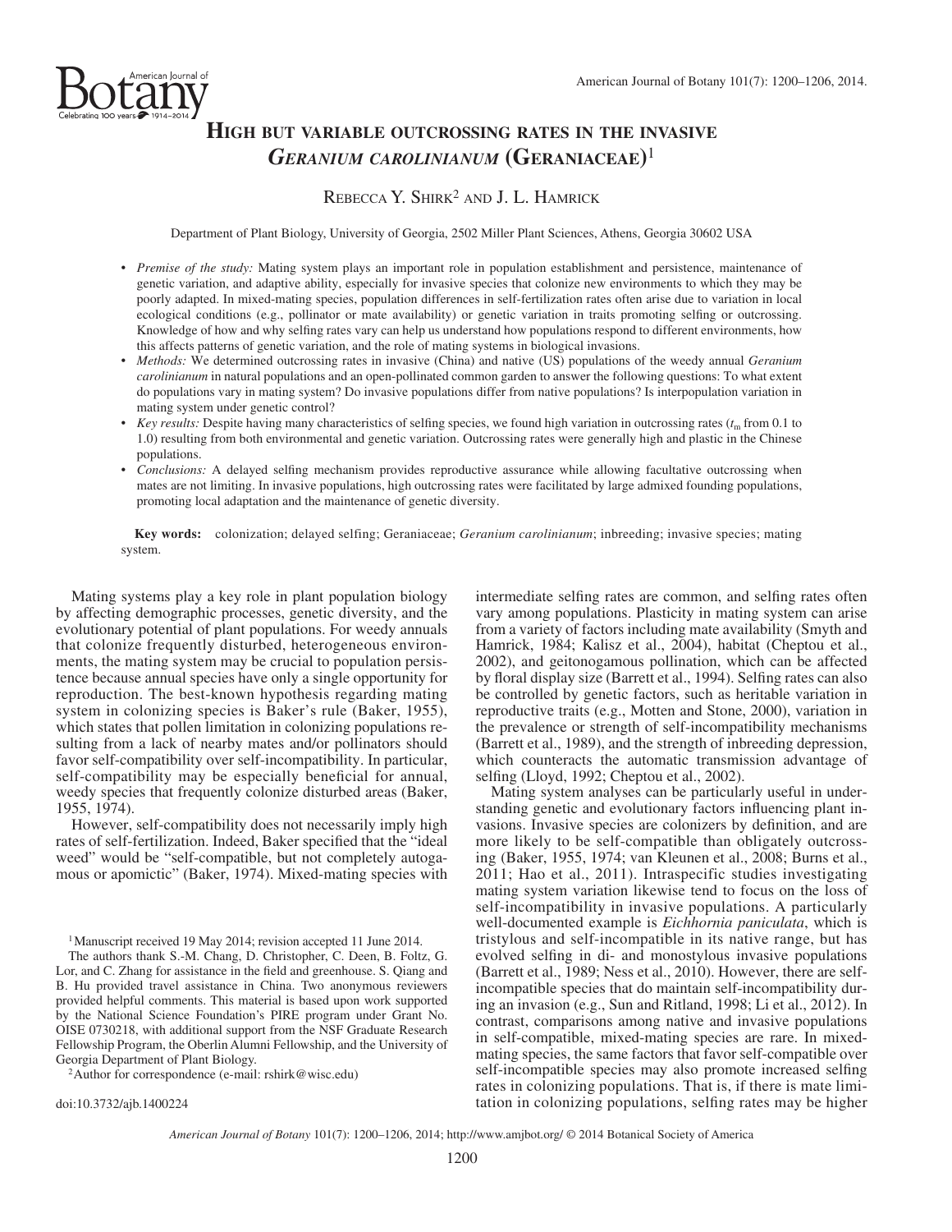# High but variable outcrossing rates in the invasive *Geranium carolinianum* (Geraniaceae)[1]

Rebecca Y. Shirk[2] and J. L. Hamrick

Department of Plant Biology, University of Georgia, 2502 Miller Plant Sciences, Athens, Georgia 30602 USA

- *Premise of the study:* Mating system plays an important role in population establishment and persistence, maintenance of genetic variation, and adaptive ability, especially for invasive species that colonize new environments to which they may be poorly adapted. In mixed-mating species, population differences in self-fertilization rates often arise due to variation in local ecological conditions (e.g., pollinator or mate availability) or genetic variation in traits promoting selfing or outcrossing. Knowledge of how and why selfing rates vary can help us understand how populations respond to different environments, how this affects patterns of genetic variation, and the role of mating systems in biological invasions.
- *Methods:* We determined outcrossing rates in invasive (China) and native (US) populations of the weedy annual *Geranium carolinianum* in natural populations and an open-pollinated common garden to answer the following questions: To what extent do populations vary in mating system? Do invasive populations differ from native populations? Is interpopulation variation in mating system under genetic control?
- *Key results:* Despite having many characteristics of selfing species, we found high variation in outcrossing rates ($t_m$ from 0.1 to 1.0) resulting from both environmental and genetic variation. Outcrossing rates were generally high and plastic in the Chinese populations.
- *Conclusions:* A delayed selfing mechanism provides reproductive assurance while allowing facultative outcrossing when mates are not limiting. In invasive populations, high outcrossing rates were facilitated by large admixed founding populations, promoting local adaptation and the maintenance of genetic diversity.

**Key words:** colonization; delayed selfing; Geraniaceae; *Geranium carolinianum*; inbreeding; invasive species; mating system.

Mating systems play a key role in plant population biology by affecting demographic processes, genetic diversity, and the evolutionary potential of plant populations. For weedy annuals that colonize frequently disturbed, heterogeneous environments, the mating system may be crucial to population persistence because annual species have only a single opportunity for reproduction. The best-known hypothesis regarding mating system in colonizing species is Baker's rule (Baker, 1955), which states that pollen limitation in colonizing populations resulting from a lack of nearby mates and/or pollinators should favor self-compatibility over self-incompatibility. In particular, self-compatibility may be especially beneficial for annual, weedy species that frequently colonize disturbed areas (Baker, 1955, 1974).

However, self-compatibility does not necessarily imply high rates of self-fertilization. Indeed, Baker specified that the "ideal weed" would be "self-compatible, but not completely autogamous or apomictic" (Baker, 1974). Mixed-mating species with intermediate selfing rates are common, and selfing rates often vary among populations. Plasticity in mating system can arise from a variety of factors including mate availability (Smyth and Hamrick, 1984; Kalisz et al., 2004), habitat (Cheptou et al., 2002), and geitonogamous pollination, which can be affected by floral display size (Barrett et al., 1994). Selfing rates can also be controlled by genetic factors, such as heritable variation in reproductive traits (e.g., Motten and Stone, 2000), variation in the prevalence or strength of self-incompatibility mechanisms (Barrett et al., 1989), and the strength of inbreeding depression, which counteracts the automatic transmission advantage of selfing (Lloyd, 1992; Cheptou et al., 2002).

Mating system analyses can be particularly useful in understanding genetic and evolutionary factors influencing plant invasions. Invasive species are colonizers by definition, and are more likely to be self-compatible than obligately outcrossing (Baker, 1955, 1974; van Kleunen et al., 2008; Burns et al., 2011; Hao et al., 2011). Intraspecific studies investigating mating system variation likewise tend to focus on the loss of self-incompatibility in invasive populations. A particularly well-documented example is *Eichhornia paniculata*, which is tristylous and self-incompatible in its native range, but has evolved selfing in di- and monostylous invasive populations (Barrett et al., 1989; Ness et al., 2010). However, there are self-incompatible species that do maintain self-incompatibility during an invasion (e.g., Sun and Ritland, 1998; Li et al., 2012). In contrast, comparisons among native and invasive populations in self-compatible, mixed-mating species are rare. In mixed-mating species, the same factors that favor self-compatible over self-incompatible species may also promote increased selfing rates in colonizing populations. That is, if there is mate limitation in colonizing populations, selfing rates may be higher

[1]Manuscript received 19 May 2014; revision accepted 11 June 2014.

The authors thank S.-M. Chang, D. Christopher, C. Deen, B. Foltz, G. Lor, and C. Zhang for assistance in the field and greenhouse. S. Qiang and B. Hu provided travel assistance in China. Two anonymous reviewers provided helpful comments. This material is based upon work supported by the National Science Foundation's PIRE program under Grant No. OISE 0730218, with additional support from the NSF Graduate Research Fellowship Program, the Oberlin Alumni Fellowship, and the University of Georgia Department of Plant Biology.

[2]Author for correspondence (e-mail: rshirk@wisc.edu)

doi:10.3732/ajb.1400224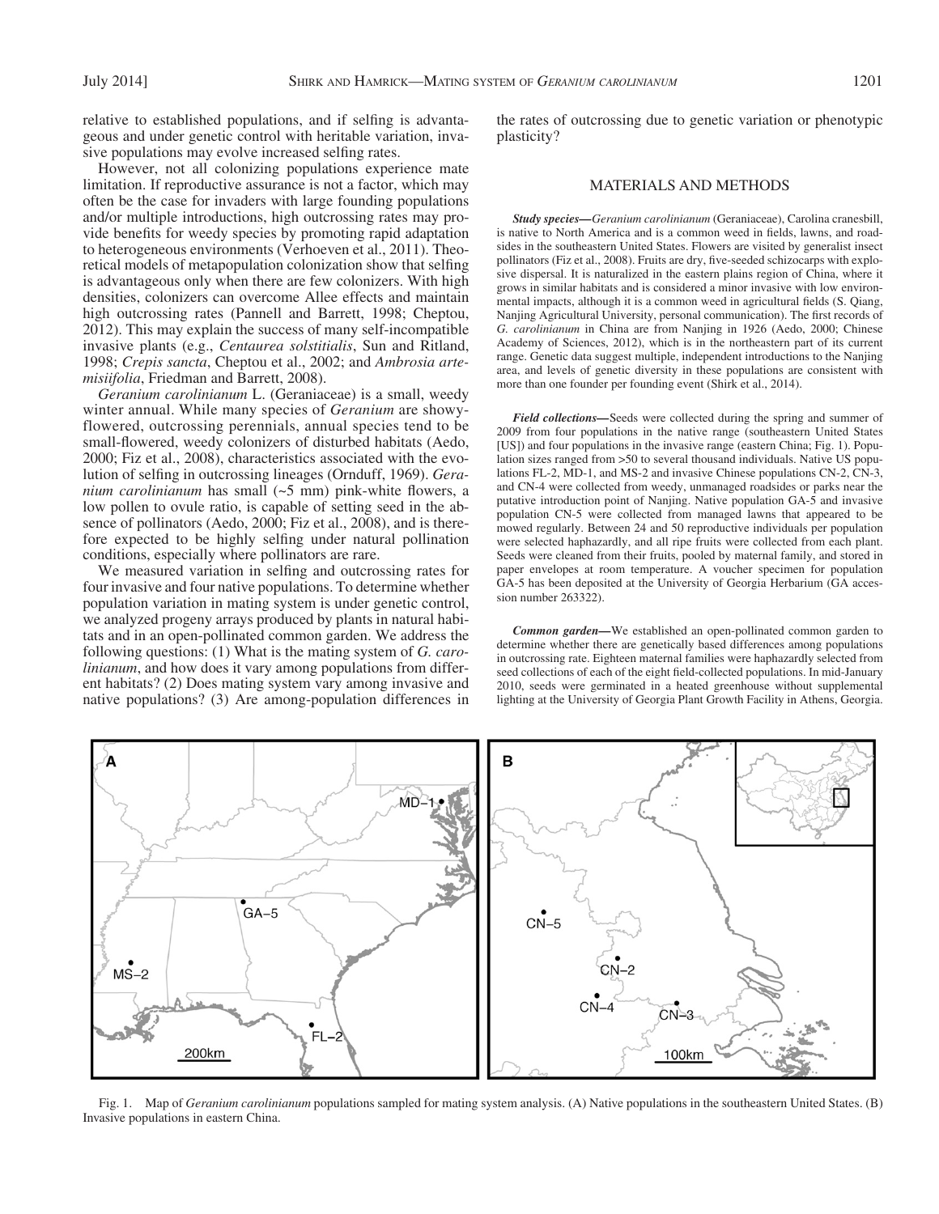relative to established populations, and if selfing is advantageous and under genetic control with heritable variation, invasive populations may evolve increased selfing rates.

However, not all colonizing populations experience mate limitation. If reproductive assurance is not a factor, which may often be the case for invaders with large founding populations and/or multiple introductions, high outcrossing rates may provide benefits for weedy species by promoting rapid adaptation to heterogeneous environments (Verhoeven et al., 2011). Theoretical models of metapopulation colonization show that selfing is advantageous only when there are few colonizers. With high densities, colonizers can overcome Allee effects and maintain high outcrossing rates (Pannell and Barrett, 1998; Cheptou, 2012). This may explain the success of many self-incompatible invasive plants (e.g., *Centaurea solstitialis*, Sun and Ritland, 1998; *Crepis sancta*, Cheptou et al., 2002; and *Ambrosia artemisiifolia*, Friedman and Barrett, 2008).

*Geranium carolinianum* L. (Geraniaceae) is a small, weedy winter annual. While many species of *Geranium* are showy-flowered, outcrossing perennials, annual species tend to be small-flowered, weedy colonizers of disturbed habitats (Aedo, 2000; Fiz et al., 2008), characteristics associated with the evolution of selfing in outcrossing lineages (Ornduff, 1969). *Geranium carolinianum* has small (~5 mm) pink-white flowers, a low pollen to ovule ratio, is capable of setting seed in the absence of pollinators (Aedo, 2000; Fiz et al., 2008), and is therefore expected to be highly selfing under natural pollination conditions, especially where pollinators are rare.

We measured variation in selfing and outcrossing rates for four invasive and four native populations. To determine whether population variation in mating system is under genetic control, we analyzed progeny arrays produced by plants in natural habitats and in an open-pollinated common garden. We address the following questions: (1) What is the mating system of *G. carolinianum*, and how does it vary among populations from different habitats? (2) Does mating system vary among invasive and native populations? (3) Are among-population differences in the rates of outcrossing due to genetic variation or phenotypic plasticity?

## MATERIALS AND METHODS

***Study species***—*Geranium carolinianum* (Geraniaceae), Carolina cranesbill, is native to North America and is a common weed in fields, lawns, and roadsides in the southeastern United States. Flowers are visited by generalist insect pollinators (Fiz et al., 2008). Fruits are dry, five-seeded schizocarps with explosive dispersal. It is naturalized in the eastern plains region of China, where it grows in similar habitats and is considered a minor invasive with low environmental impacts, although it is a common weed in agricultural fields (S. Qiang, Nanjing Agricultural University, personal communication). The first records of *G. carolinianum* in China are from Nanjing in 1926 (Aedo, 2000; Chinese Academy of Sciences, 2012), which is in the northeastern part of its current range. Genetic data suggest multiple, independent introductions to the Nanjing area, and levels of genetic diversity in these populations are consistent with more than one founder per founding event (Shirk et al., 2014).

***Field collections***—Seeds were collected during the spring and summer of 2009 from four populations in the native range (southeastern United States [US]) and four populations in the invasive range (eastern China; Fig. 1). Population sizes ranged from >50 to several thousand individuals. Native US populations FL-2, MD-1, and MS-2 and invasive Chinese populations CN-2, CN-3, and CN-4 were collected from weedy, unmanaged roadsides or parks near the putative introduction point of Nanjing. Native population GA-5 and invasive population CN-5 were collected from managed lawns that appeared to be mowed regularly. Between 24 and 50 reproductive individuals per population were selected haphazardly, and all ripe fruits were collected from each plant. Seeds were cleaned from their fruits, pooled by maternal family, and stored in paper envelopes at room temperature. A voucher specimen for population GA-5 has been deposited at the University of Georgia Herbarium (GA accession number 263322).

***Common garden***—We established an open-pollinated common garden to determine whether there are genetically based differences among populations in outcrossing rate. Eighteen maternal families were haphazardly selected from seed collections of each of the eight field-collected populations. In mid-January 2010, seeds were germinated in a heated greenhouse without supplemental lighting at the University of Georgia Plant Growth Facility in Athens, Georgia.

Fig. 1. Map of *Geranium carolinianum* populations sampled for mating system analysis. (A) Native populations in the southeastern United States. (B) Invasive populations in eastern China.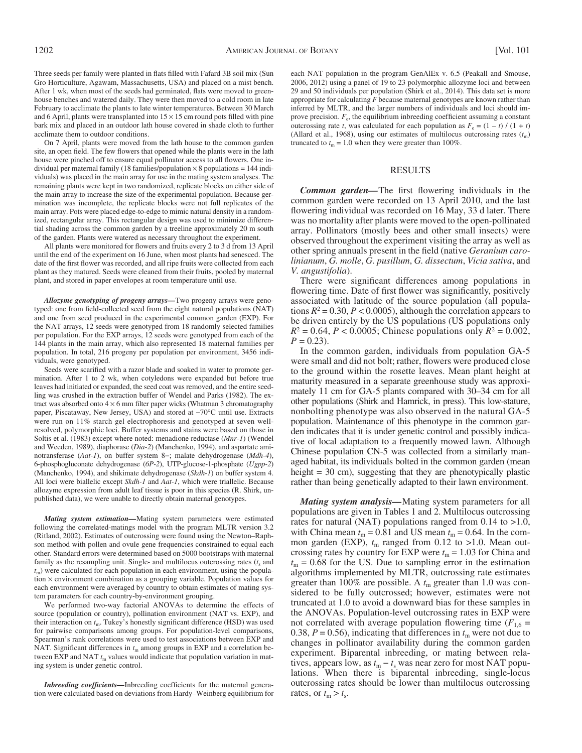Three seeds per family were planted in flats filled with Fafard 3B soil mix (Sun Gro Horticulture, Agawam, Massachusetts, USA) and placed on a mist bench. After 1 wk, when most of the seeds had germinated, flats were moved to greenhouse benches and watered daily. They were then moved to a cold room in late February to acclimate the plants to late winter temperatures. Between 30 March and 6 April, plants were transplanted into 15 × 15 cm round pots filled with pine bark mix and placed in an outdoor lath house covered in shade cloth to further acclimate them to outdoor conditions.

On 7 April, plants were moved from the lath house to the common garden site, an open field. The few flowers that opened while the plants were in the lath house were pinched off to ensure equal pollinator access to all flowers. One individual per maternal family (18 families/population × 8 populations = 144 individuals) was placed in the main array for use in the mating system analyses. The remaining plants were kept in two randomized, replicate blocks on either side of the main array to increase the size of the experimental population. Because germination was incomplete, the replicate blocks were not full replicates of the main array. Pots were placed edge-to-edge to mimic natural density in a randomized, rectangular array. This rectangular design was used to minimize differential shading across the common garden by a treeline approximately 20 m south of the garden. Plants were watered as necessary throughout the experiment.

All plants were monitored for flowers and fruits every 2 to 3 d from 13 April until the end of the experiment on 16 June, when most plants had senesced. The date of the first flower was recorded, and all ripe fruits were collected from each plant as they matured. Seeds were cleaned from their fruits, pooled by maternal plant, and stored in paper envelopes at room temperature until use.

***Allozyme genotyping of progeny arrays—***Two progeny arrays were genotyped: one from field-collected seed from the eight natural populations (NAT) and one from seed produced in the experimental common garden (EXP). For the NAT arrays, 12 seeds were genotyped from 18 randomly selected families per population. For the EXP arrays, 12 seeds were genotyped from each of the 144 plants in the main array, which also represented 18 maternal families per population. In total, 216 progeny per population per environment, 3456 individuals, were genotyped.

Seeds were scarified with a razor blade and soaked in water to promote germination. After 1 to 2 wk, when cotyledons were expanded but before true leaves had initiated or expanded, the seed coat was removed, and the entire seedling was crushed in the extraction buffer of Wendel and Parks (1982). The extract was absorbed onto 4 × 6 mm filter paper wicks (Whatman 3 chromatography paper, Piscataway, New Jersey, USA) and stored at −70°C until use. Extracts were run on 11% starch gel electrophoresis and genotyped at seven well-resolved, polymorphic loci. Buffer systems and stains were based on those in Soltis et al. (1983) except where noted: menadione reductase (*Mnr-1*) (Wendel and Weeden, 1989), diaphorase (*Dia-2*) (Manchenko, 1994), and aspartate aminotransferase (*Aat-1*), on buffer system 8−; malate dehydrogenase (*Mdh-4*), 6-phosphogluconate dehydrogenase (*6P-2*), UTP-glucose-1-phosphate (*Ugpp-2*) (Manchenko, 1994), and shikimate dehydrogenase (*Skdh-1*) on buffer system 4. All loci were biallelic except *Skdh-1* and *Aat-1*, which were triallelic. Because allozyme expression from adult leaf tissue is poor in this species (R. Shirk, unpublished data), we were unable to directly obtain maternal genotypes.

***Mating system estimation—***Mating system parameters were estimated following the correlated-matings model with the program MLTR version 3.2 (Ritland, 2002). Estimates of outcrossing were found using the Newton–Raphson method with pollen and ovule gene frequencies constrained to equal each other. Standard errors were determined based on 5000 bootstraps with maternal family as the resampling unit. Single- and multilocus outcrossing rates ($t_s$ and $t_m$) were calculated for each population in each environment, using the population × environment combination as a grouping variable. Population values for each environment were averaged by country to obtain estimates of mating system parameters for each country-by-environment grouping.

We performed two-way factorial ANOVAs to determine the effects of source (population or country), pollination environment (NAT vs. EXP), and their interaction on $t_m$. Tukey's honestly significant difference (HSD) was used for pairwise comparisons among groups. For population-level comparisons, Spearman's rank correlations were used to test associations between EXP and NAT. Significant differences in $t_m$ among groups in EXP and a correlation between EXP and NAT $t_m$ values would indicate that population variation in mating system is under genetic control.

***Inbreeding coefficients—***Inbreeding coefficients for the maternal generation were calculated based on deviations from Hardy–Weinberg equilibrium for each NAT population in the program GenAlEx v. 6.5 (Peakall and Smouse, 2006, 2012) using a panel of 19 to 23 polymorphic allozyme loci and between 29 and 50 individuals per population (Shirk et al., 2014). This data set is more appropriate for calculating *F* because maternal genotypes are known rather than inferred by MLTR, and the larger numbers of individuals and loci should improve precision. $F_e$, the equilibrium inbreeding coefficient assuming a constant outcrossing rate *t*, was calculated for each population as $F_e = (1 - t) / (1 + t)$ (Allard et al., 1968), using our estimates of multilocus outcrossing rates ($t_m$) truncated to $t_m = 1.0$ when they were greater than 100%.

## RESULTS

***Common garden—***The first flowering individuals in the common garden were recorded on 13 April 2010, and the last flowering individual was recorded on 16 May, 33 d later. There was no mortality after plants were moved to the open-pollinated array. Pollinators (mostly bees and other small insects) were observed throughout the experiment visiting the array as well as other spring annuals present in the field (native *Geranium carolinianum*, *G. molle*, *G. pusillum*, *G. dissectum*, *Vicia sativa*, and *V. angustifolia*).

There were significant differences among populations in flowering time. Date of first flower was significantly, positively associated with latitude of the source population (all populations $R^2 = 0.30$, $P < 0.0005$), although the correlation appears to be driven entirely by the US populations (US populations only $R^2 = 0.64$, $P < 0.0005$; Chinese populations only $R^2 = 0.002$, $P = 0.23$).

In the common garden, individuals from population GA-5 were small and did not bolt; rather, flowers were produced close to the ground within the rosette leaves. Mean plant height at maturity measured in a separate greenhouse study was approximately 11 cm for GA-5 plants compared with 30–34 cm for all other populations (Shirk and Hamrick, in press). This low-stature, nonbolting phenotype was also observed in the natural GA-5 population. Maintenance of this phenotype in the common garden indicates that it is under genetic control and possibly indicative of local adaptation to a frequently mowed lawn. Although Chinese population CN-5 was collected from a similarly managed habitat, its individuals bolted in the common garden (mean height = 30 cm), suggesting that they are phenotypically plastic rather than being genetically adapted to their lawn environment.

***Mating system analysis—***Mating system parameters for all populations are given in Tables 1 and 2. Multilocus outcrossing rates for natural (NAT) populations ranged from 0.14 to >1.0, with China mean $t_m = 0.81$ and US mean $t_m = 0.64$. In the common garden (EXP), $t_m$ ranged from 0.12 to >1.0. Mean outcrossing rates by country for EXP were $t_m = 1.03$ for China and $t_m = 0.68$ for the US. Due to sampling error in the estimation algorithms implemented by MLTR, outcrossing rate estimates greater than 100% are possible. A $t_m$ greater than 1.0 was considered to be fully outcrossed; however, estimates were not truncated at 1.0 to avoid a downward bias for these samples in the ANOVAs. Population-level outcrossing rates in EXP were not correlated with average population flowering time ($F_{1,6} = 0.38$, $P = 0.56$), indicating that differences in $t_m$ were not due to changes in pollinator availability during the common garden experiment. Biparental inbreeding, or mating between relatives, appears low, as $t_m - t_s$ was near zero for most NAT populations. When there is biparental inbreeding, single-locus outcrossing rates should be lower than multilocus outcrossing rates, or $t_m > t_s$.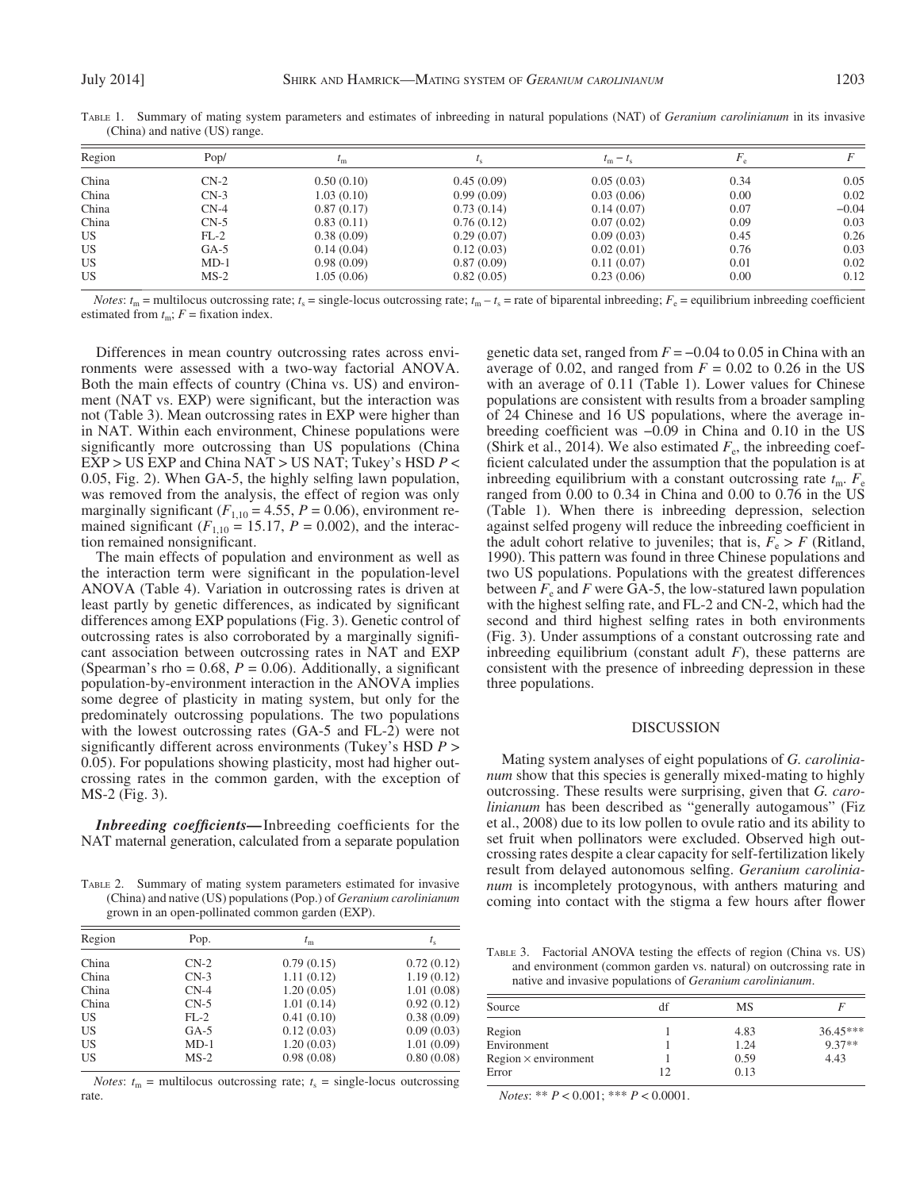TABLE 1. Summary of mating system parameters and estimates of inbreeding in natural populations (NAT) of *Geranium carolinianum* in its invasive (China) and native (US) range.

| Region | Pop/ | $t_m$ | $t_s$ | $t_m - t_s$ | $F_e$ | $F$ |
|---|---|---|---|---|---|---|
| China | CN-2 | 0.50 (0.10) | 0.45 (0.09) | 0.05 (0.03) | 0.34 | 0.05 |
| China | CN-3 | 1.03 (0.10) | 0.99 (0.09) | 0.03 (0.06) | 0.00 | 0.02 |
| China | CN-4 | 0.87 (0.17) | 0.73 (0.14) | 0.14 (0.07) | 0.07 | −0.04 |
| China | CN-5 | 0.83 (0.11) | 0.76 (0.12) | 0.07 (0.02) | 0.09 | 0.03 |
| US | FL-2 | 0.38 (0.09) | 0.29 (0.07) | 0.09 (0.03) | 0.45 | 0.26 |
| US | GA-5 | 0.14 (0.04) | 0.12 (0.03) | 0.02 (0.01) | 0.76 | 0.03 |
| US | MD-1 | 0.98 (0.09) | 0.87 (0.09) | 0.11 (0.07) | 0.01 | 0.02 |
| US | MS-2 | 1.05 (0.06) | 0.82 (0.05) | 0.23 (0.06) | 0.00 | 0.12 |

*Notes*: $t_m$ = multilocus outcrossing rate; $t_s$ = single-locus outcrossing rate; $t_m - t_s$ = rate of biparental inbreeding; $F_e$ = equilibrium inbreeding coefficient estimated from $t_m$; $F$ = fixation index.

Differences in mean country outcrossing rates across environments were assessed with a two-way factorial ANOVA. Both the main effects of country (China vs. US) and environment (NAT vs. EXP) were significant, but the interaction was not (Table 3). Mean outcrossing rates in EXP were higher than in NAT. Within each environment, Chinese populations were significantly more outcrossing than US populations (China EXP > US EXP and China NAT > US NAT; Tukey's HSD $P < 0.05$, Fig. 2). When GA-5, the highly selfing lawn population, was removed from the analysis, the effect of region was only marginally significant ($F_{1,10} = 4.55$, $P = 0.06$), environment remained significant ($F_{1,10} = 15.17$, $P = 0.002$), and the interaction remained nonsignificant.

The main effects of population and environment as well as the interaction term were significant in the population-level ANOVA (Table 4). Variation in outcrossing rates is driven at least partly by genetic differences, as indicated by significant differences among EXP populations (Fig. 3). Genetic control of outcrossing rates is also corroborated by a marginally significant association between outcrossing rates in NAT and EXP (Spearman's rho = 0.68, $P = 0.06$). Additionally, a significant population-by-environment interaction in the ANOVA implies some degree of plasticity in mating system, but only for the predominately outcrossing populations. The two populations with the lowest outcrossing rates (GA-5 and FL-2) were not significantly different across environments (Tukey's HSD $P > 0.05$). For populations showing plasticity, most had higher outcrossing rates in the common garden, with the exception of MS-2 (Fig. 3).

***Inbreeding coefficients—***Inbreeding coefficients for the NAT maternal generation, calculated from a separate population genetic data set, ranged from $F = -0.04$ to 0.05 in China with an average of 0.02, and ranged from $F = 0.02$ to 0.26 in the US with an average of 0.11 (Table 1). Lower values for Chinese populations are consistent with results from a broader sampling of 24 Chinese and 16 US populations, where the average inbreeding coefficient was −0.09 in China and 0.10 in the US (Shirk et al., 2014). We also estimated $F_e$, the inbreeding coefficient calculated under the assumption that the population is at inbreeding equilibrium with a constant outcrossing rate $t_m$. $F_e$ ranged from 0.00 to 0.34 in China and 0.00 to 0.76 in the US (Table 1). When there is inbreeding depression, selection against selfed progeny will reduce the inbreeding coefficient in the adult cohort relative to juveniles; that is, $F_e > F$ (Ritland, 1990). This pattern was found in three Chinese populations and two US populations. Populations with the greatest differences between $F_e$ and $F$ were GA-5, the low-statured lawn population with the highest selfing rate, and FL-2 and CN-2, which had the second and third highest selfing rates in both environments (Fig. 3). Under assumptions of a constant outcrossing rate and inbreeding equilibrium (constant adult $F$), these patterns are consistent with the presence of inbreeding depression in these three populations.

TABLE 2. Summary of mating system parameters estimated for invasive (China) and native (US) populations (Pop.) of *Geranium carolinianum* grown in an open-pollinated common garden (EXP).

| Region | Pop. | $t_m$ | $t_s$ |
|---|---|---|---|
| China | CN-2 | 0.79 (0.15) | 0.72 (0.12) |
| China | CN-3 | 1.11 (0.12) | 1.19 (0.12) |
| China | CN-4 | 1.20 (0.05) | 1.01 (0.08) |
| China | CN-5 | 1.01 (0.14) | 0.92 (0.12) |
| US | FL-2 | 0.41 (0.10) | 0.38 (0.09) |
| US | GA-5 | 0.12 (0.03) | 0.09 (0.03) |
| US | MD-1 | 1.20 (0.03) | 1.01 (0.09) |
| US | MS-2 | 0.98 (0.08) | 0.80 (0.08) |

*Notes*: $t_m$ = multilocus outcrossing rate; $t_s$ = single-locus outcrossing rate.

## DISCUSSION

Mating system analyses of eight populations of *G. carolinianum* show that this species is generally mixed-mating to highly outcrossing. These results were surprising, given that *G. carolinianum* has been described as "generally autogamous" (Fiz et al., 2008) due to its low pollen to ovule ratio and its ability to set fruit when pollinators were excluded. Observed high outcrossing rates despite a clear capacity for self-fertilization likely result from delayed autonomous selfing. *Geranium carolinianum* is incompletely protogynous, with anthers maturing and coming into contact with the stigma a few hours after flower

TABLE 3. Factorial ANOVA testing the effects of region (China vs. US) and environment (common garden vs. natural) on outcrossing rate in native and invasive populations of *Geranium carolinianum*.

| Source | df | MS | $F$ |
|---|---|---|---|
| Region | 1 | 4.83 | 36.45*** |
| Environment | 1 | 1.24 | 9.37** |
| Region × environment | 1 | 0.59 | 4.43 |
| Error | 12 | 0.13 | |

*Notes*: ** $P < 0.001$; *** $P < 0.0001$.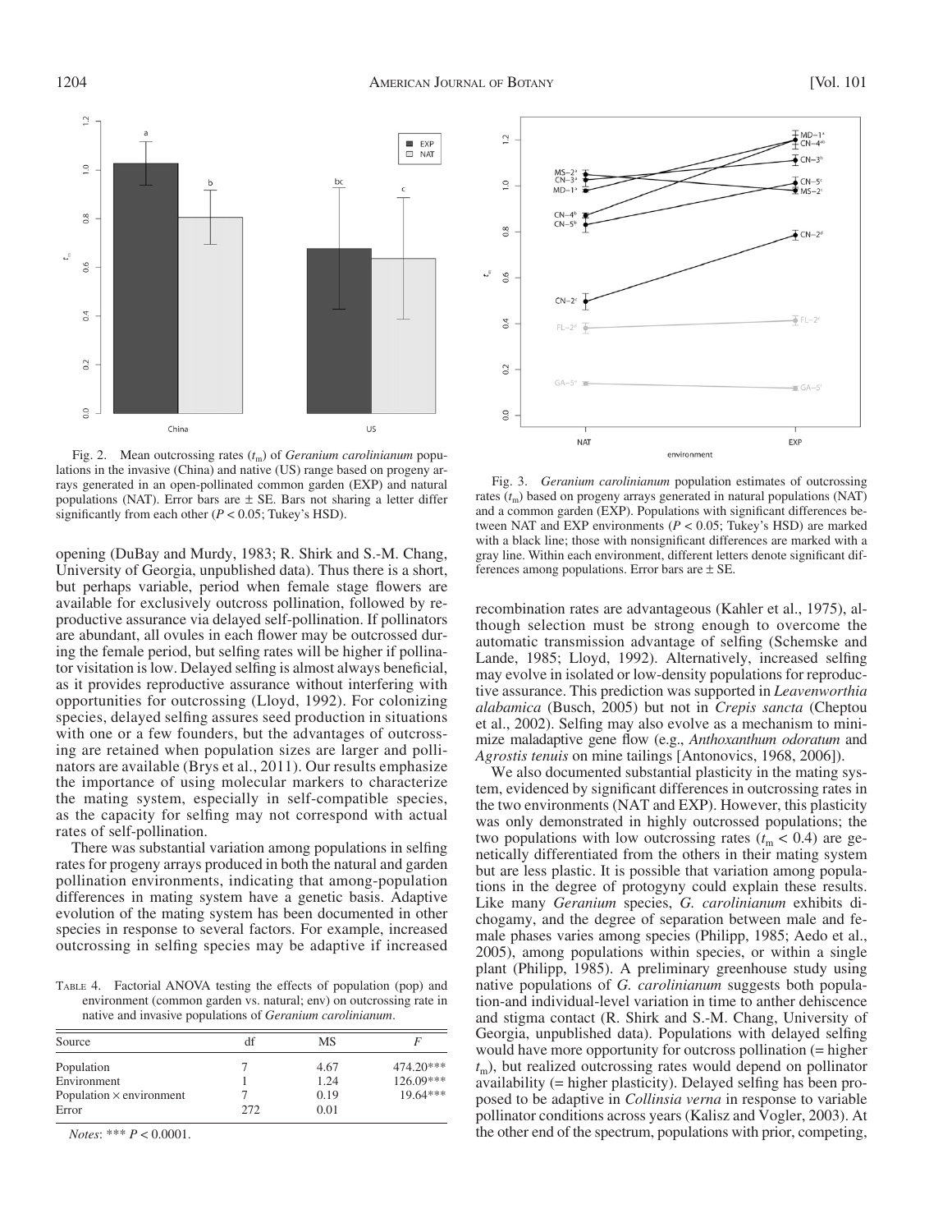Fig. 2. Mean outcrossing rates ($t_m$) of *Geranium carolinianum* populations in the invasive (China) and native (US) range based on progeny arrays generated in an open-pollinated common garden (EXP) and natural populations (NAT). Error bars are ± SE. Bars not sharing a letter differ significantly from each other ($P < 0.05$; Tukey's HSD).

Fig. 3. *Geranium carolinianum* population estimates of outcrossing rates ($t_m$) based on progeny arrays generated in natural populations (NAT) and a common garden (EXP). Populations with significant differences between NAT and EXP environments ($P < 0.05$; Tukey's HSD) are marked with a black line; those with nonsignificant differences are marked with a gray line. Within each environment, different letters denote significant differences among populations. Error bars are ± SE.

opening (DuBay and Murdy, 1983; R. Shirk and S.-M. Chang, University of Georgia, unpublished data). Thus there is a short, but perhaps variable, period when female stage flowers are available for exclusively outcross pollination, followed by reproductive assurance via delayed self-pollination. If pollinators are abundant, all ovules in each flower may be outcrossed during the female period, but selfing rates will be higher if pollinator visitation is low. Delayed selfing is almost always beneficial, as it provides reproductive assurance without interfering with opportunities for outcrossing (Lloyd, 1992). For colonizing species, delayed selfing assures seed production in situations with one or a few founders, but the advantages of outcrossing are retained when population sizes are larger and pollinators are available (Brys et al., 2011). Our results emphasize the importance of using molecular markers to characterize the mating system, especially in self-compatible species, as the capacity for selfing may not correspond with actual rates of self-pollination.

There was substantial variation among populations in selfing rates for progeny arrays produced in both the natural and garden pollination environments, indicating that among-population differences in mating system have a genetic basis. Adaptive evolution of the mating system has been documented in other species in response to several factors. For example, increased outcrossing in selfing species may be adaptive if increased recombination rates are advantageous (Kahler et al., 1975), although selection must be strong enough to overcome the automatic transmission advantage of selfing (Schemske and Lande, 1985; Lloyd, 1992). Alternatively, increased selfing may evolve in isolated or low-density populations for reproductive assurance. This prediction was supported in *Leavenworthia alabamica* (Busch, 2005) but not in *Crepis sancta* (Cheptou et al., 2002). Selfing may also evolve as a mechanism to minimize maladaptive gene flow (e.g., *Anthoxanthum odoratum* and *Agrostis tenuis* on mine tailings [Antonovics, 1968, 2006]).

We also documented substantial plasticity in the mating system, evidenced by significant differences in outcrossing rates in the two environments (NAT and EXP). However, this plasticity was only demonstrated in highly outcrossed populations; the two populations with low outcrossing rates ($t_m < 0.4$) are genetically differentiated from the others in their mating system but are less plastic. It is possible that variation among populations in the degree of protogyny could explain these results. Like many *Geranium* species, *G. carolinianum* exhibits dichogamy, and the degree of separation between male and female phases varies among species (Philipp, 1985; Aedo et al., 2005), among populations within species, or within a single plant (Philipp, 1985). A preliminary greenhouse study using native populations of *G. carolinianum* suggests both population-and individual-level variation in time to anther dehiscence and stigma contact (R. Shirk and S.-M. Chang, University of Georgia, unpublished data). Populations with delayed selfing would have more opportunity for outcross pollination (= higher $t_m$), but realized outcrossing rates would depend on pollinator availability (= higher plasticity). Delayed selfing has been proposed to be adaptive in *Collinsia verna* in response to variable pollinator conditions across years (Kalisz and Vogler, 2003). At the other end of the spectrum, populations with prior, competing,

Table 4. Factorial ANOVA testing the effects of population (pop) and environment (common garden vs. natural; env) on outcrossing rate in native and invasive populations of *Geranium carolinianum*.

| Source | df | MS | $F$ |
|---|---|---|---|
| Population | 7 | 4.67 | 474.20*** |
| Environment | 1 | 1.24 | 126.09*** |
| Population × environment | 7 | 0.19 | 19.64*** |
| Error | 272 | 0.01 | |

*Notes*: *** $P < 0.0001$.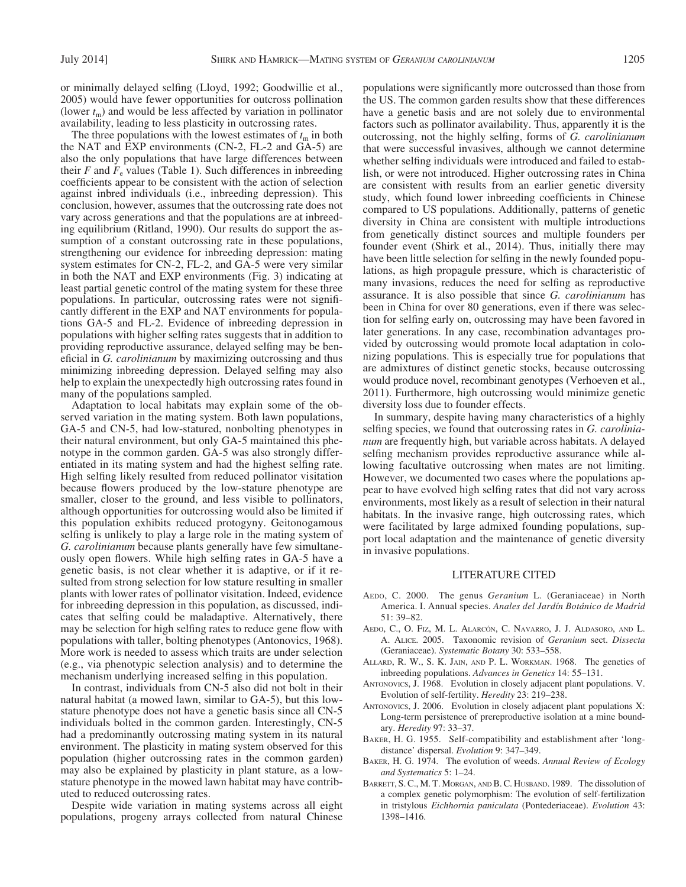or minimally delayed selfing (Lloyd, 1992; Goodwillie et al., 2005) would have fewer opportunities for outcross pollination (lower $t_m$) and would be less affected by variation in pollinator availability, leading to less plasticity in outcrossing rates.

The three populations with the lowest estimates of $t_m$ in both the NAT and EXP environments (CN-2, FL-2 and GA-5) are also the only populations that have large differences between their $F$ and $F_e$ values (Table 1). Such differences in inbreeding coefficients appear to be consistent with the action of selection against inbred individuals (i.e., inbreeding depression). This conclusion, however, assumes that the outcrossing rate does not vary across generations and that the populations are at inbreeding equilibrium (Ritland, 1990). Our results do support the assumption of a constant outcrossing rate in these populations, strengthening our evidence for inbreeding depression: mating system estimates for CN-2, FL-2, and GA-5 were very similar in both the NAT and EXP environments (Fig. 3) indicating at least partial genetic control of the mating system for these three populations. In particular, outcrossing rates were not significantly different in the EXP and NAT environments for populations GA-5 and FL-2. Evidence of inbreeding depression in populations with higher selfing rates suggests that in addition to providing reproductive assurance, delayed selfing may be beneficial in *G. carolinianum* by maximizing outcrossing and thus minimizing inbreeding depression. Delayed selfing may also help to explain the unexpectedly high outcrossing rates found in many of the populations sampled.

Adaptation to local habitats may explain some of the observed variation in the mating system. Both lawn populations, GA-5 and CN-5, had low-statured, nonbolting phenotypes in their natural environment, but only GA-5 maintained this phenotype in the common garden. GA-5 was also strongly differentiated in its mating system and had the highest selfing rate. High selfing likely resulted from reduced pollinator visitation because flowers produced by the low-stature phenotype are smaller, closer to the ground, and less visible to pollinators, although opportunities for outcrossing would also be limited if this population exhibits reduced protogyny. Geitonogamous selfing is unlikely to play a large role in the mating system of *G. carolinianum* because plants generally have few simultaneously open flowers. While high selfing rates in GA-5 have a genetic basis, is not clear whether it is adaptive, or if it resulted from strong selection for low stature resulting in smaller plants with lower rates of pollinator visitation. Indeed, evidence for inbreeding depression in this population, as discussed, indicates that selfing could be maladaptive. Alternatively, there may be selection for high selfing rates to reduce gene flow with populations with taller, bolting phenotypes (Antonovics, 1968). More work is needed to assess which traits are under selection (e.g., via phenotypic selection analysis) and to determine the mechanism underlying increased selfing in this population.

In contrast, individuals from CN-5 also did not bolt in their natural habitat (a mowed lawn, similar to GA-5), but this low-stature phenotype does not have a genetic basis since all CN-5 individuals bolted in the common garden. Interestingly, CN-5 had a predominantly outcrossing mating system in its natural environment. The plasticity in mating system observed for this population (higher outcrossing rates in the common garden) may also be explained by plasticity in plant stature, as a low-stature phenotype in the mowed lawn habitat may have contributed to reduced outcrossing rates.

Despite wide variation in mating systems across all eight populations, progeny arrays collected from natural Chinese populations were significantly more outcrossed than those from the US. The common garden results show that these differences have a genetic basis and are not solely due to environmental factors such as pollinator availability. Thus, apparently it is the outcrossing, not the highly selfing, forms of *G. carolinianum* that were successful invasives, although we cannot determine whether selfing individuals were introduced and failed to establish, or were not introduced. Higher outcrossing rates in China are consistent with results from an earlier genetic diversity study, which found lower inbreeding coefficients in Chinese compared to US populations. Additionally, patterns of genetic diversity in China are consistent with multiple introductions from genetically distinct sources and multiple founders per founder event (Shirk et al., 2014). Thus, initially there may have been little selection for selfing in the newly founded populations, as high propagule pressure, which is characteristic of many invasions, reduces the need for selfing as reproductive assurance. It is also possible that since *G. carolinianum* has been in China for over 80 generations, even if there was selection for selfing early on, outcrossing may have been favored in later generations. In any case, recombination advantages provided by outcrossing would promote local adaptation in colonizing populations. This is especially true for populations that are admixtures of distinct genetic stocks, because outcrossing would produce novel, recombinant genotypes (Verhoeven et al., 2011). Furthermore, high outcrossing would minimize genetic diversity loss due to founder effects.

In summary, despite having many characteristics of a highly selfing species, we found that outcrossing rates in *G. carolinianum* are frequently high, but variable across habitats. A delayed selfing mechanism provides reproductive assurance while allowing facultative outcrossing when mates are not limiting. However, we documented two cases where the populations appear to have evolved high selfing rates that did not vary across environments, most likely as a result of selection in their natural habitats. In the invasive range, high outcrossing rates, which were facilitated by large admixed founding populations, support local adaptation and the maintenance of genetic diversity in invasive populations.

## LITERATURE CITED

Aedo, C. 2000. The genus *Geranium* L. (Geraniaceae) in North America. I. Annual species. *Anales del Jardín Botánico de Madrid* 51: 39–82.

Aedo, C., O. Fiz, M. L. Alarcón, C. Navarro, J. J. Aldasoro, and L. A. Alice. 2005. Taxonomic revision of *Geranium* sect. *Dissecta* (Geraniaceae). *Systematic Botany* 30: 533–558.

Allard, R. W., S. K. Jain, and P. L. Workman. 1968. The genetics of inbreeding populations. *Advances in Genetics* 14: 55–131.

Antonovics, J. 1968. Evolution in closely adjacent plant populations. V. Evolution of self-fertility. *Heredity* 23: 219–238.

Antonovics, J. 2006. Evolution in closely adjacent plant populations X: Long-term persistence of prereproductive isolation at a mine boundary. *Heredity* 97: 33–37.

Baker, H. G. 1955. Self-compatibility and establishment after 'long-distance' dispersal. *Evolution* 9: 347–349.

Baker, H. G. 1974. The evolution of weeds. *Annual Review of Ecology and Systematics* 5: 1–24.

Barrett, S. C., M. T. Morgan, and B. C. Husband. 1989. The dissolution of a complex genetic polymorphism: The evolution of self-fertilization in tristylous *Eichhornia paniculata* (Pontederiaceae). *Evolution* 43: 1398–1416.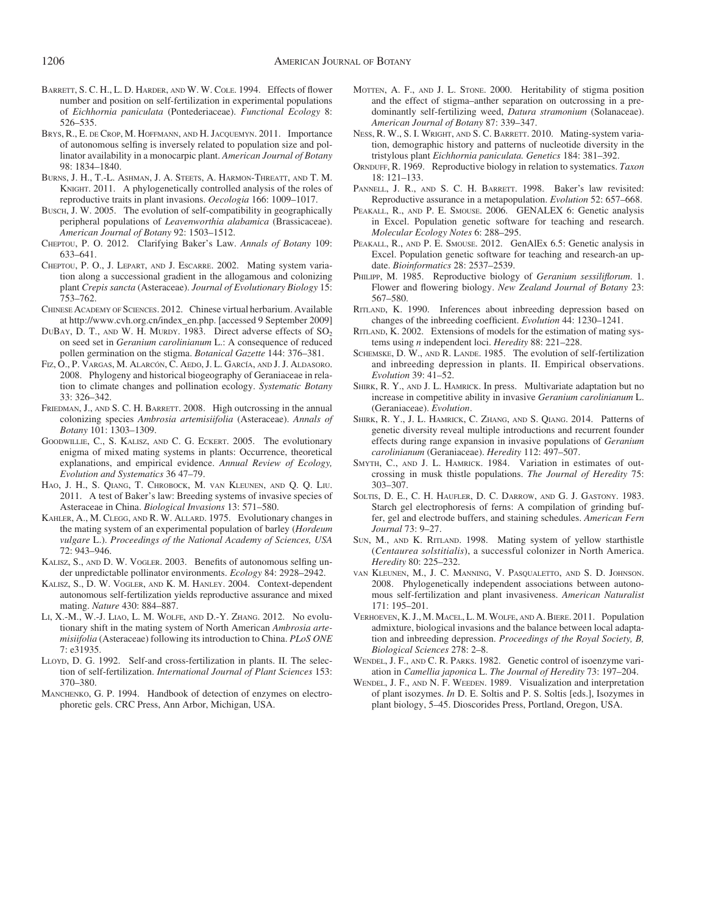Barrett, S. C. H., L. D. Harder, and W. W. Cole. 1994. Effects of flower number and position on self-fertilization in experimental populations of *Eichhornia paniculata* (Pontederiaceae). *Functional Ecology* 8: 526–535.

Brys, R., E. de Crop, M. Hoffmann, and H. Jacquemyn. 2011. Importance of autonomous selfing is inversely related to population size and pollinator availability in a monocarpic plant. *American Journal of Botany* 98: 1834–1840.

Burns, J. H., T.-L. Ashman, J. A. Steets, A. Harmon-Threatt, and T. M. Knight. 2011. A phylogenetically controlled analysis of the roles of reproductive traits in plant invasions. *Oecologia* 166: 1009–1017.

Busch, J. W. 2005. The evolution of self-compatibility in geographically peripheral populations of *Leavenworthia alabamica* (Brassicaceae). *American Journal of Botany* 92: 1503–1512.

Cheptou, P. O. 2012. Clarifying Baker's Law. *Annals of Botany* 109: 633–641.

Cheptou, P. O., J. Lepart, and J. Escarre. 2002. Mating system variation along a successional gradient in the allogamous and colonizing plant *Crepis sancta* (Asteraceae). *Journal of Evolutionary Biology* 15: 753–762.

Chinese Academy of Sciences. 2012. Chinese virtual herbarium. Available at http://www.cvh.org.cn/index_en.php. [accessed 9 September 2009]

DuBay, D. T., and W. H. Murdy. 1983. Direct adverse effects of $SO_2$ on seed set in *Geranium carolinianum* L.: A consequence of reduced pollen germination on the stigma. *Botanical Gazette* 144: 376–381.

Fiz, O., P. Vargas, M. Alarcón, C. Aedo, J. L. García, and J. J. Aldasoro. 2008. Phylogeny and historical biogeography of Geraniaceae in relation to climate changes and pollination ecology. *Systematic Botany* 33: 326–342.

Friedman, J., and S. C. H. Barrett. 2008. High outcrossing in the annual colonizing species *Ambrosia artemisiifolia* (Asteraceae). *Annals of Botany* 101: 1303–1309.

Goodwillie, C., S. Kalisz, and C. G. Eckert. 2005. The evolutionary enigma of mixed mating systems in plants: Occurrence, theoretical explanations, and empirical evidence. *Annual Review of Ecology, Evolution and Systematics* 36 47–79.

Hao, J. H., S. Qiang, T. Chrobock, M. van Kleunen, and Q. Q. Liu. 2011. A test of Baker's law: Breeding systems of invasive species of Asteraceae in China. *Biological Invasions* 13: 571–580.

Kahler, A., M. Clegg, and R. W. Allard. 1975. Evolutionary changes in the mating system of an experimental population of barley (*Hordeum vulgare* L.). *Proceedings of the National Academy of Sciences, USA* 72: 943–946.

Kalisz, S., and D. W. Vogler. 2003. Benefits of autonomous selfing under unpredictable pollinator environments. *Ecology* 84: 2928–2942.

Kalisz, S., D. W. Vogler, and K. M. Hanley. 2004. Context-dependent autonomous self-fertilization yields reproductive assurance and mixed mating. *Nature* 430: 884–887.

Li, X.-M., W.-J. Liao, L. M. Wolfe, and D.-Y. Zhang. 2012. No evolutionary shift in the mating system of North American *Ambrosia artemisiifolia* (Asteraceae) following its introduction to China. *PLoS ONE* 7: e31935.

Lloyd, D. G. 1992. Self-and cross-fertilization in plants. II. The selection of self-fertilization. *International Journal of Plant Sciences* 153: 370–380.

Manchenko, G. P. 1994. Handbook of detection of enzymes on electrophoretic gels. CRC Press, Ann Arbor, Michigan, USA.

Motten, A. F., and J. L. Stone. 2000. Heritability of stigma position and the effect of stigma–anther separation on outcrossing in a predominantly self-fertilizing weed, *Datura stramonium* (Solanaceae). *American Journal of Botany* 87: 339–347.

Ness, R. W., S. I. Wright, and S. C. Barrett. 2010. Mating-system variation, demographic history and patterns of nucleotide diversity in the tristylous plant *Eichhornia paniculata. Genetics* 184: 381–392.

Ornduff, R. 1969. Reproductive biology in relation to systematics. *Taxon* 18: 121–133.

Pannell, J. R., and S. C. H. Barrett. 1998. Baker's law revisited: Reproductive assurance in a metapopulation. *Evolution* 52: 657–668.

Peakall, R., and P. E. Smouse. 2006. GENALEX 6: Genetic analysis in Excel. Population genetic software for teaching and research. *Molecular Ecology Notes* 6: 288–295.

Peakall, R., and P. E. Smouse. 2012. GenAlEx 6.5: Genetic analysis in Excel. Population genetic software for teaching and research-an update. *Bioinformatics* 28: 2537–2539.

Philipp, M. 1985. Reproductive biology of *Geranium sessiliflorum*. 1. Flower and flowering biology. *New Zealand Journal of Botany* 23: 567–580.

Ritland, K. 1990. Inferences about inbreeding depression based on changes of the inbreeding coefficient. *Evolution* 44: 1230–1241.

Ritland, K. 2002. Extensions of models for the estimation of mating systems using *n* independent loci. *Heredity* 88: 221–228.

Schemske, D. W., and R. Lande. 1985. The evolution of self-fertilization and inbreeding depression in plants. II. Empirical observations. *Evolution* 39: 41–52.

Shirk, R. Y., and J. L. Hamrick. In press. Multivariate adaptation but no increase in competitive ability in invasive *Geranium carolinianum* L. (Geraniaceae). *Evolution*.

Shirk, R. Y., J. L. Hamrick, C. Zhang, and S. Qiang. 2014. Patterns of genetic diversity reveal multiple introductions and recurrent founder effects during range expansion in invasive populations of *Geranium carolinianum* (Geraniaceae). *Heredity* 112: 497–507.

Smyth, C., and J. L. Hamrick. 1984. Variation in estimates of outcrossing in musk thistle populations. *The Journal of Heredity* 75: 303–307.

Soltis, D. E., C. H. Haufler, D. C. Darrow, and G. J. Gastony. 1983. Starch gel electrophoresis of ferns: A compilation of grinding buffer, gel and electrode buffers, and staining schedules. *American Fern Journal* 73: 9–27.

Sun, M., and K. Ritland. 1998. Mating system of yellow starthistle (*Centaurea solstitialis*), a successful colonizer in North America. *Heredity* 80: 225–232.

van Kleunen, M., J. C. Manning, V. Pasqualetto, and S. D. Johnson. 2008. Phylogenetically independent associations between autonomous self-fertilization and plant invasiveness. *American Naturalist* 171: 195–201.

Verhoeven, K. J., M. Macel, L. M. Wolfe, and A. Biere. 2011. Population admixture, biological invasions and the balance between local adaptation and inbreeding depression. *Proceedings of the Royal Society, B, Biological Sciences* 278: 2–8.

Wendel, J. F., and C. R. Parks. 1982. Genetic control of isoenzyme variation in *Camellia japonica* L. *The Journal of Heredity* 73: 197–204.

Wendel, J. F., and N. F. Weeden. 1989. Visualization and interpretation of plant isozymes. *In* D. E. Soltis and P. S. Soltis [eds.], Isozymes in plant biology, 5–45. Dioscorides Press, Portland, Oregon, USA.